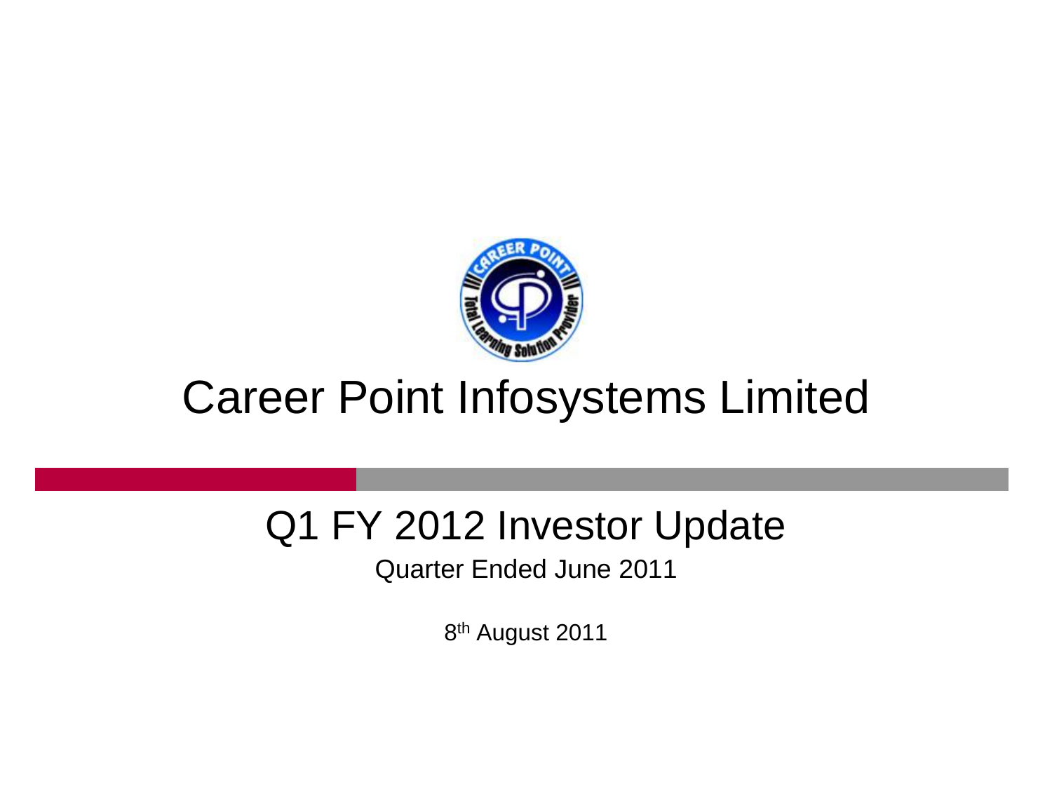# Career Point Infosystems Limited

## Q1 FY 2012 Investor Update

Quarter Ended June 2011

8th August 2011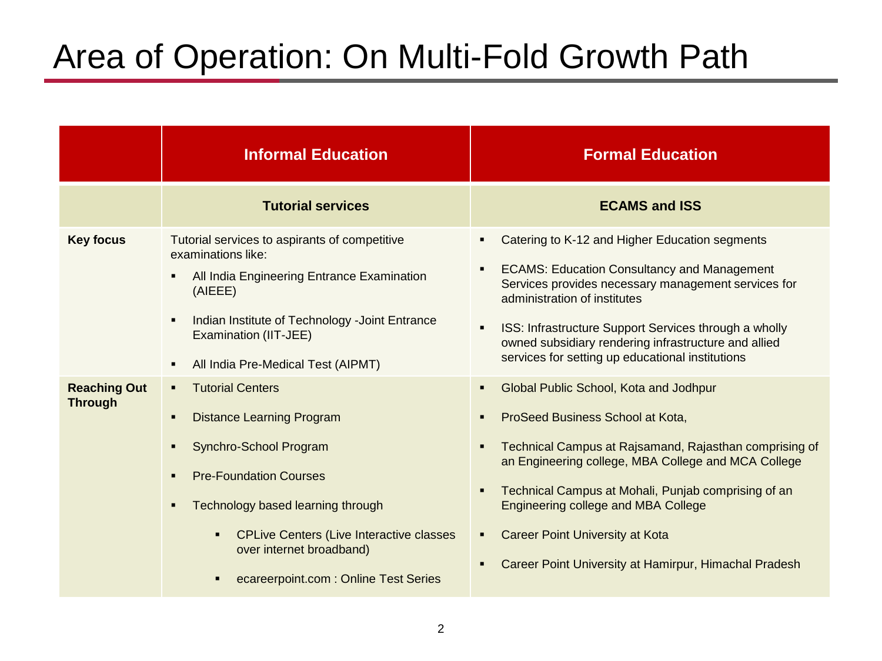# Area of Operation: On Multi-Fold Growth Path

| | Informal Education | Formal Education |
|---|---|---|
| | **Tutorial services** | **ECAMS and ISS** |
| **Key focus** | Tutorial services to aspirants of competitive examinations like:<br>▪ All India Engineering Entrance Examination (AIEEE)<br>▪ Indian Institute of Technology -Joint Entrance Examination (IIT-JEE)<br>▪ All India Pre-Medical Test (AIPMT) | ▪ Catering to K-12 and Higher Education segments<br>▪ ECAMS: Education Consultancy and Management Services provides necessary management services for administration of institutes<br>▪ ISS: Infrastructure Support Services through a wholly owned subsidiary rendering infrastructure and allied services for setting up educational institutions |
| **Reaching Out Through** | ▪ Tutorial Centers<br>▪ Distance Learning Program<br>▪ Synchro-School Program<br>▪ Pre-Foundation Courses<br>▪ Technology based learning through<br>&nbsp;&nbsp;&nbsp;&nbsp;▪ CPLive Centers (Live Interactive classes over internet broadband)<br>&nbsp;&nbsp;&nbsp;&nbsp;▪ ecareerpoint.com : Online Test Series | ▪ Global Public School, Kota and Jodhpur<br>▪ ProSeed Business School at Kota,<br>▪ Technical Campus at Rajsamand, Rajasthan comprising of an Engineering college, MBA College and MCA College<br>▪ Technical Campus at Mohali, Punjab comprising of an Engineering college and MBA College<br>▪ Career Point University at Kota<br>▪ Career Point University at Hamirpur, Himachal Pradesh |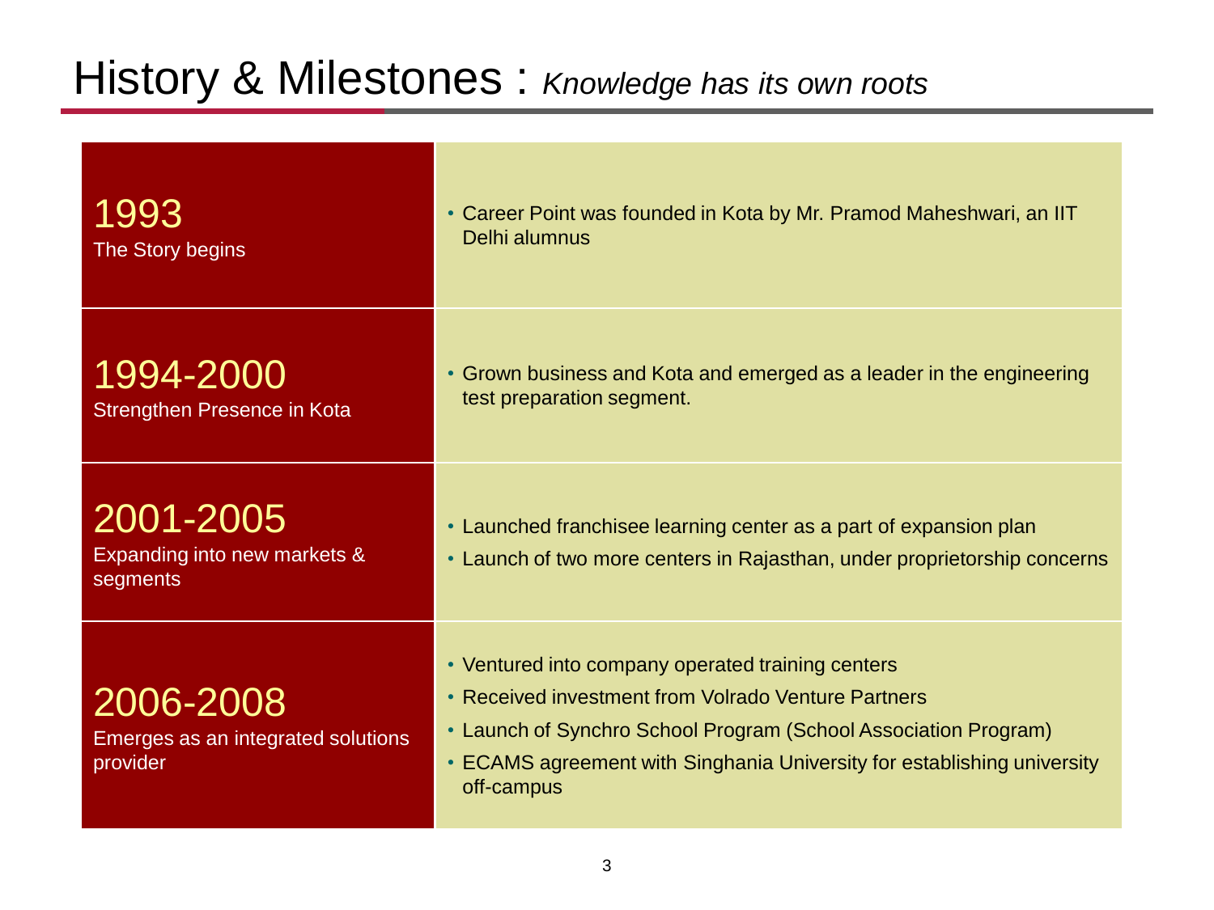# History & Milestones : *Knowledge has its own roots*

| | |
|---|---|
| **1993**<br>The Story begins | • Career Point was founded in Kota by Mr. Pramod Maheshwari, an IIT Delhi alumnus |
| **1994-2000**<br>Strengthen Presence in Kota | • Grown business and Kota and emerged as a leader in the engineering test preparation segment. |
| **2001-2005**<br>Expanding into new markets & segments | • Launched franchisee learning center as a part of expansion plan<br>• Launch of two more centers in Rajasthan, under proprietorship concerns |
| **2006-2008**<br>Emerges as an integrated solutions provider | • Ventured into company operated training centers<br>• Received investment from Volrado Venture Partners<br>• Launch of Synchro School Program (School Association Program)<br>• ECAMS agreement with Singhania University for establishing university off-campus |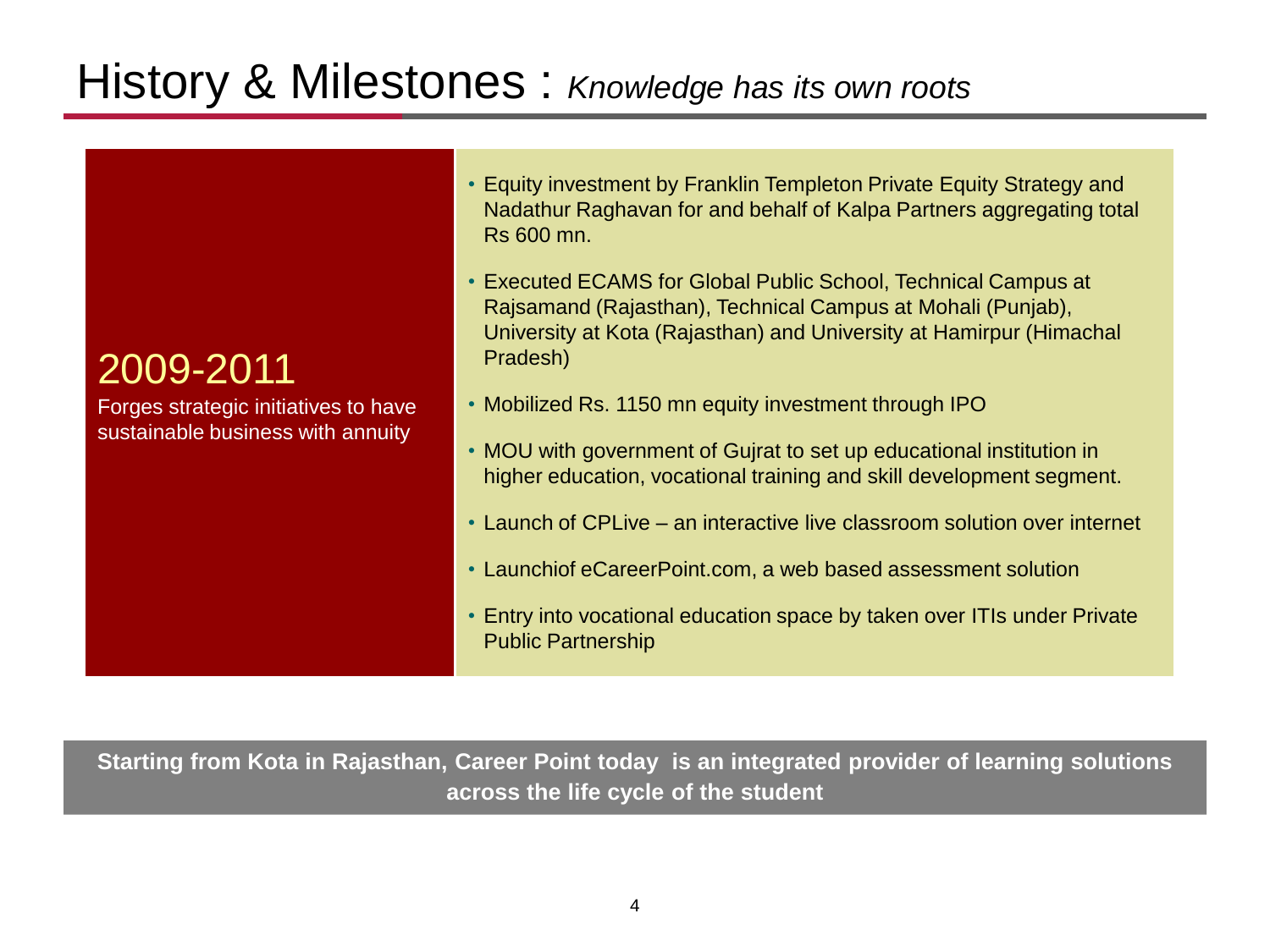# History & Milestones : *Knowledge has its own roots*

## 2009-2011

Forges strategic initiatives to have sustainable business with annuity

- Equity investment by Franklin Templeton Private Equity Strategy and Nadathur Raghavan for and behalf of Kalpa Partners aggregating total Rs 600 mn.
- Executed ECAMS for Global Public School, Technical Campus at Rajsamand (Rajasthan), Technical Campus at Mohali (Punjab), University at Kota (Rajasthan) and University at Hamirpur (Himachal Pradesh)
- Mobilized Rs. 1150 mn equity investment through IPO
- MOU with government of Gujrat to set up educational institution in higher education, vocational training and skill development segment.
- Launch of CPLive – an interactive live classroom solution over internet
- Launchiof eCareerPoint.com, a web based assessment solution
- Entry into vocational education space by taken over ITIs under Private Public Partnership

**Starting from Kota in Rajasthan, Career Point today is an integrated provider of learning solutions across the life cycle of the student**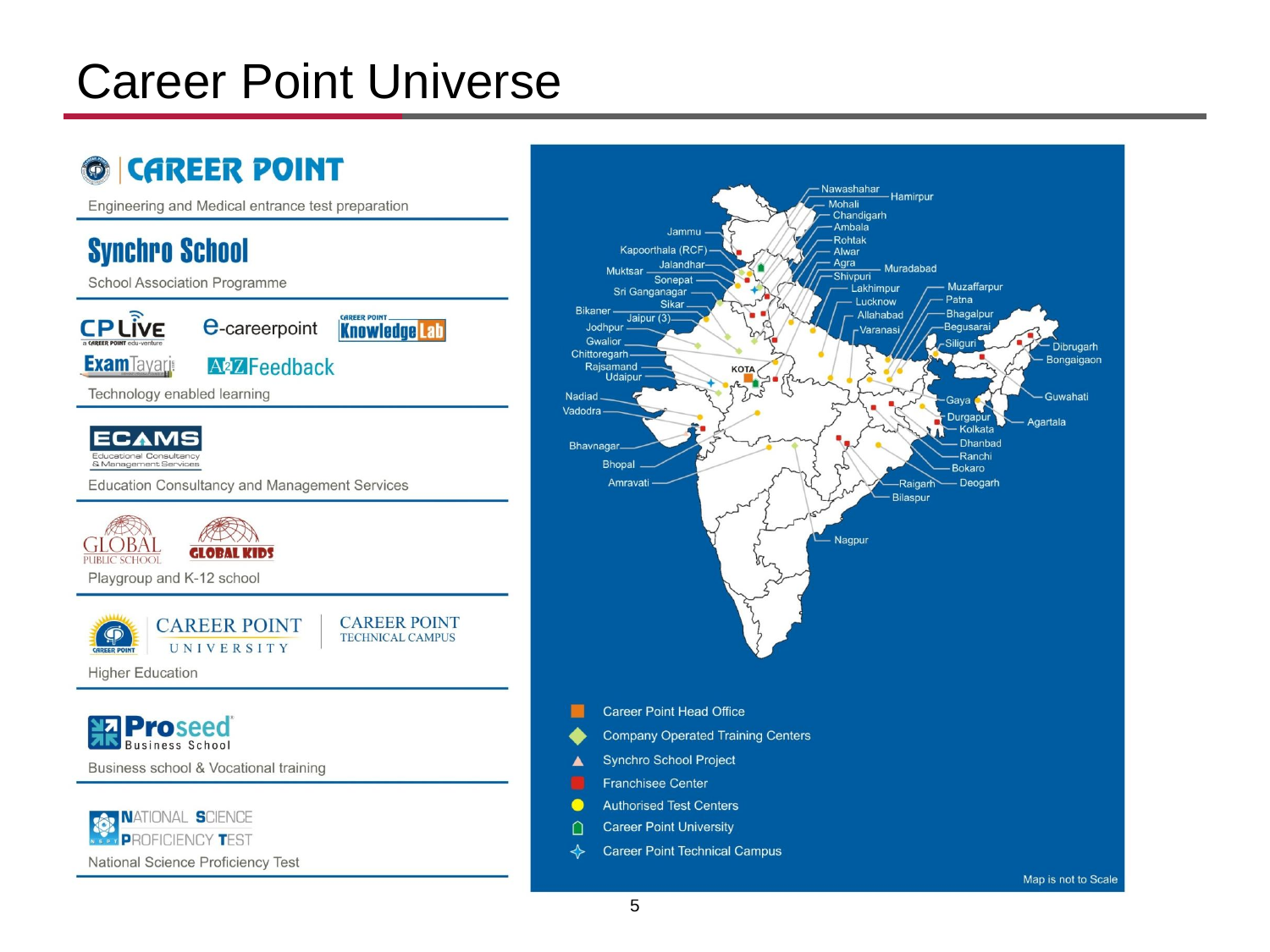# Career Point Universe

**CAREER POINT**

Engineering and Medical entrance test preparation

**Synchro School**

School Association Programme

CP LIVE — e-careerpoint — Career Point Knowledge Lab — ExamTayari — A2Z Feedback

Technology enabled learning

**ECAMS** — Educational Consultancy & Management Services

Education Consultancy and Management Services

GLOBAL PUBLIC SCHOOL — GLOBAL KIDS

Playgroup and K-12 school

CAREER POINT UNIVERSITY — CAREER POINT TECHNICAL CAMPUS

Higher Education

**Proseed** Business School

Business school & Vocational training

NATIONAL SCIENCE PROFICIENCY TEST

National Science Proficiency Test

Nawashahar, Hamirpur, Mohali, Chandigarh, Ambala, Jammu, Rohtak, Kapoorthala (RCF), Alwar, Jalandhar, Agra, Muradabad, Muktsar, Shivpuri, Sonepat, Lakhimpur, Muzaffarpur, Sri Ganganagar, Lucknow, Patna, Sikar, Bikaner, Allahabad, Bhagalpur, Jaipur (3), Jodhpur, Varanasi, Begusarai, Gwalior, Siliguri, Dibrugarh, Chittoregarh, Bongaigaon, Rajsamand, KOTA, Udaipur, Nadiad, Gaya, Guwahati, Vadodra, Durgapur, Agartala, Kolkata, Bhavnagar, Dhanbad, Ranchi, Bhopal, Bokaro, Amravati, Raigarh, Deogarh, Bilaspur, Nagpur

- Career Point Head Office
- Company Operated Training Centers
- Synchro School Project
- Franchisee Center
- Authorised Test Centers
- Career Point University
- Career Point Technical Campus

Map is not to Scale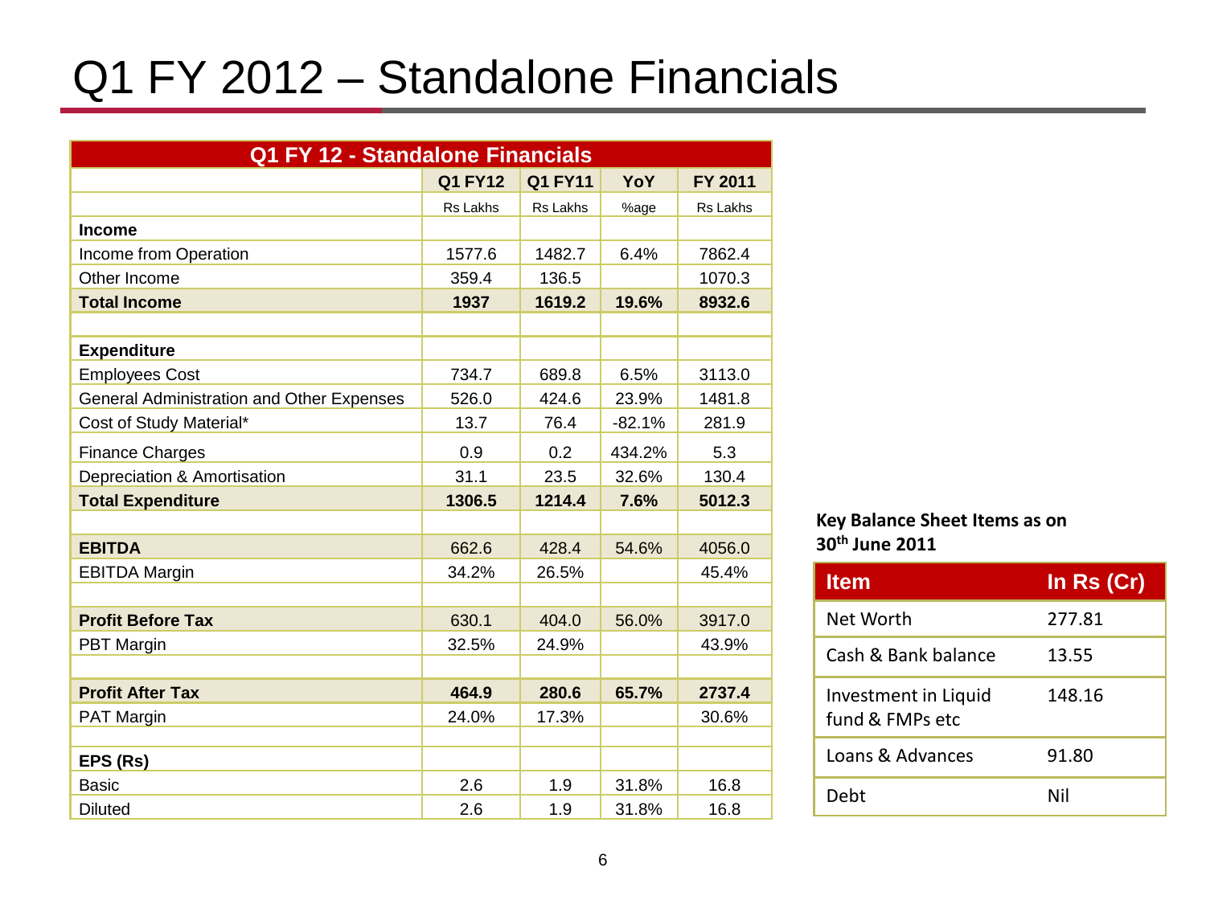# Q1 FY 2012 – Standalone Financials

| Q1 FY 12 - Standalone Financials | Q1 FY12 | Q1 FY11 | YoY | FY 2011 |
|---|---|---|---|---|
| | Rs Lakhs | Rs Lakhs | %age | Rs Lakhs |
| **Income** | | | | |
| Income from Operation | 1577.6 | 1482.7 | 6.4% | 7862.4 |
| Other Income | 359.4 | 136.5 | | 1070.3 |
| **Total Income** | **1937** | **1619.2** | **19.6%** | **8932.6** |
| | | | | |
| **Expenditure** | | | | |
| Employees Cost | 734.7 | 689.8 | 6.5% | 3113.0 |
| General Administration and Other Expenses | 526.0 | 424.6 | 23.9% | 1481.8 |
| Cost of Study Material* | 13.7 | 76.4 | -82.1% | 281.9 |
| Finance Charges | 0.9 | 0.2 | 434.2% | 5.3 |
| Depreciation & Amortisation | 31.1 | 23.5 | 32.6% | 130.4 |
| **Total Expenditure** | **1306.5** | **1214.4** | **7.6%** | **5012.3** |
| | | | | |
| **EBITDA** | 662.6 | 428.4 | 54.6% | 4056.0 |
| EBITDA Margin | 34.2% | 26.5% | | 45.4% |
| | | | | |
| **Profit Before Tax** | 630.1 | 404.0 | 56.0% | 3917.0 |
| PBT Margin | 32.5% | 24.9% | | 43.9% |
| | | | | |
| **Profit After Tax** | **464.9** | **280.6** | **65.7%** | **2737.4** |
| PAT Margin | 24.0% | 17.3% | | 30.6% |
| | | | | |
| **EPS (Rs)** | | | | |
| Basic | 2.6 | 1.9 | 31.8% | 16.8 |
| Diluted | 2.6 | 1.9 | 31.8% | 16.8 |

**Key Balance Sheet Items as on 30th June 2011**

| Item | In Rs (Cr) |
|---|---|
| Net Worth | 277.81 |
| Cash & Bank balance | 13.55 |
| Investment in Liquid fund & FMPs etc | 148.16 |
| Loans & Advances | 91.80 |
| Debt | Nil |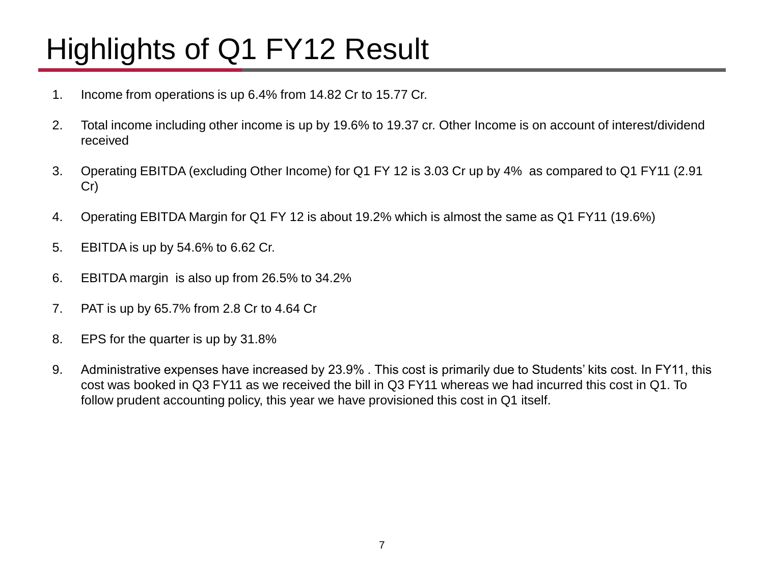# Highlights of Q1 FY12 Result

1. Income from operations is up 6.4% from 14.82 Cr to 15.77 Cr.
2. Total income including other income is up by 19.6% to 19.37 cr. Other Income is on account of interest/dividend received
3. Operating EBITDA (excluding Other Income) for Q1 FY 12 is 3.03 Cr up by 4% as compared to Q1 FY11 (2.91 Cr)
4. Operating EBITDA Margin for Q1 FY 12 is about 19.2% which is almost the same as Q1 FY11 (19.6%)
5. EBITDA is up by 54.6% to 6.62 Cr.
6. EBITDA margin is also up from 26.5% to 34.2%
7. PAT is up by 65.7% from 2.8 Cr to 4.64 Cr
8. EPS for the quarter is up by 31.8%
9. Administrative expenses have increased by 23.9% . This cost is primarily due to Students' kits cost. In FY11, this cost was booked in Q3 FY11 as we received the bill in Q3 FY11 whereas we had incurred this cost in Q1. To follow prudent accounting policy, this year we have provisioned this cost in Q1 itself.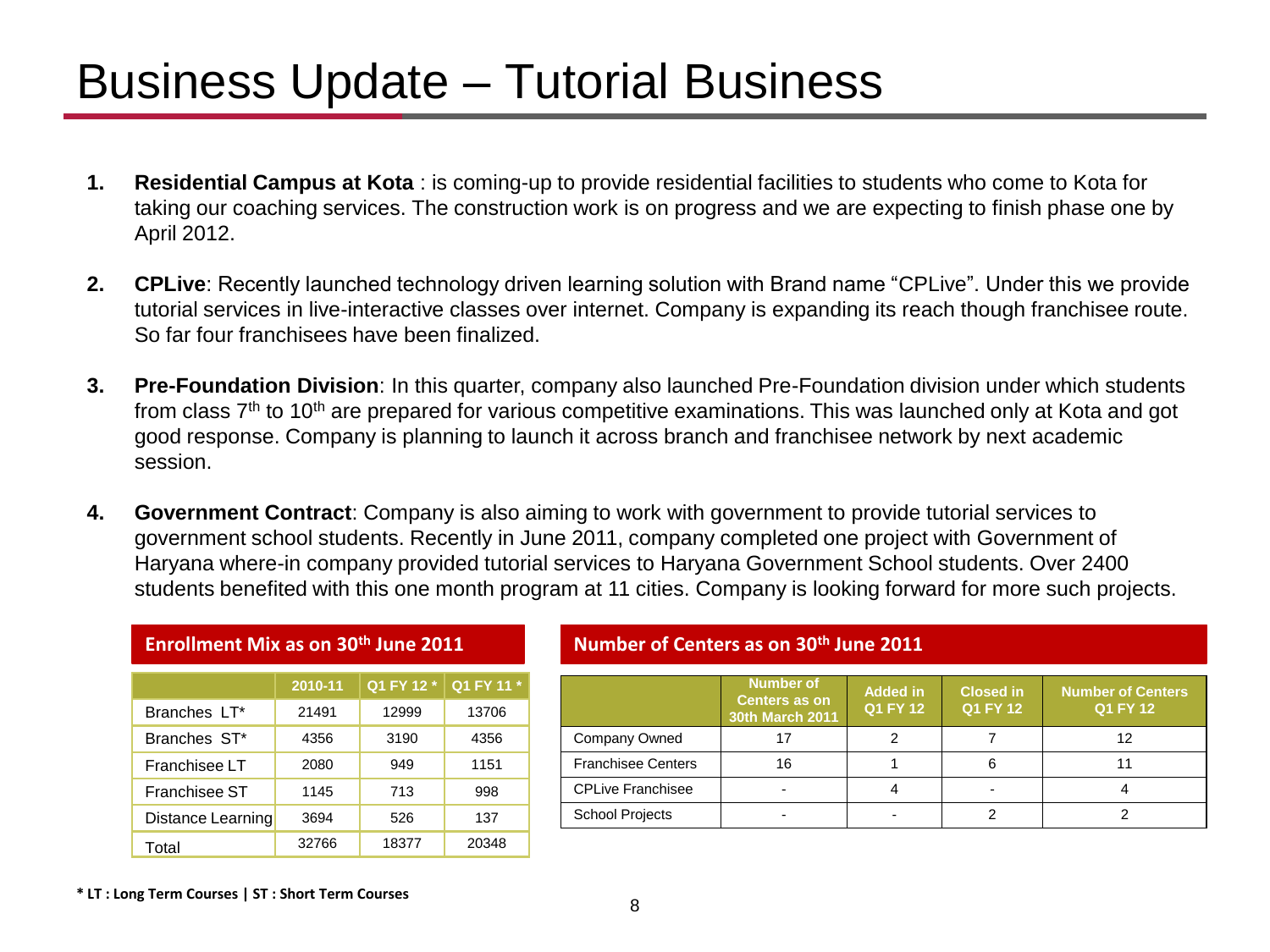# Business Update – Tutorial Business

1. **Residential Campus at Kota** : is coming-up to provide residential facilities to students who come to Kota for taking our coaching services. The construction work is on progress and we are expecting to finish phase one by April 2012.

2. **CPLive**: Recently launched technology driven learning solution with Brand name “CPLive”. Under this we provide tutorial services in live-interactive classes over internet. Company is expanding its reach though franchisee route. So far four franchisees have been finalized.

3. **Pre-Foundation Division**: In this quarter, company also launched Pre-Foundation division under which students from class 7th to 10th are prepared for various competitive examinations. This was launched only at Kota and got good response. Company is planning to launch it across branch and franchisee network by next academic session.

4. **Government Contract**: Company is also aiming to work with government to provide tutorial services to government school students. Recently in June 2011, company completed one project with Government of Haryana where-in company provided tutorial services to Haryana Government School students. Over 2400 students benefited with this one month program at 11 cities. Company is looking forward for more such projects.

**Enrollment Mix as on 30th June 2011**

| | 2010-11 | Q1 FY 12 * | Q1 FY 11 * |
|---|---|---|---|
| Branches LT* | 21491 | 12999 | 13706 |
| Branches ST* | 4356 | 3190 | 4356 |
| Franchisee LT | 2080 | 949 | 1151 |
| Franchisee ST | 1145 | 713 | 998 |
| Distance Learning | 3694 | 526 | 137 |
| Total | 32766 | 18377 | 20348 |

**Number of Centers as on 30th June 2011**

| | Number of Centers as on 30th March 2011 | Added in Q1 FY 12 | Closed in Q1 FY 12 | Number of Centers Q1 FY 12 |
|---|---|---|---|---|
| Company Owned | 17 | 2 | 7 | 12 |
| Franchisee Centers | 16 | 1 | 6 | 11 |
| CPLive Franchisee | - | 4 | - | 4 |
| School Projects | - | - | 2 | 2 |

**\* LT : Long Term Courses | ST : Short Term Courses**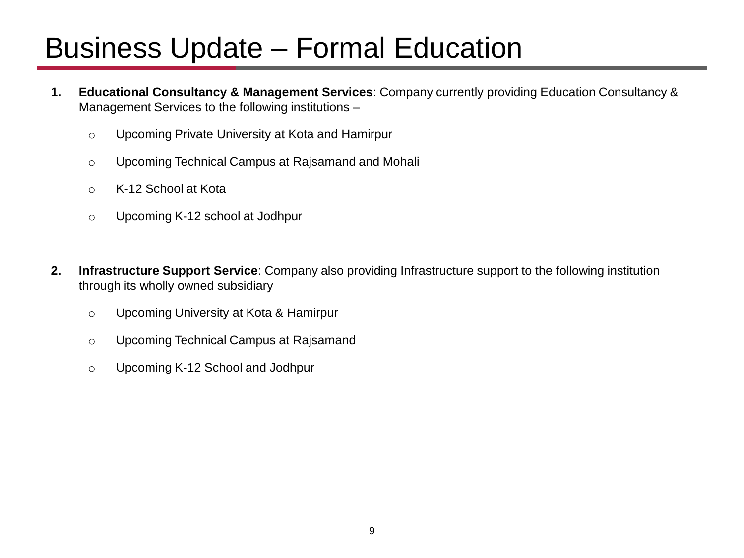# Business Update – Formal Education

1. **Educational Consultancy & Management Services**: Company currently providing Education Consultancy & Management Services to the following institutions –

   - Upcoming Private University at Kota and Hamirpur
   - Upcoming Technical Campus at Rajsamand and Mohali
   - K-12 School at Kota
   - Upcoming K-12 school at Jodhpur

2. **Infrastructure Support Service**: Company also providing Infrastructure support to the following institution through its wholly owned subsidiary

   - Upcoming University at Kota & Hamirpur
   - Upcoming Technical Campus at Rajsamand
   - Upcoming K-12 School and Jodhpur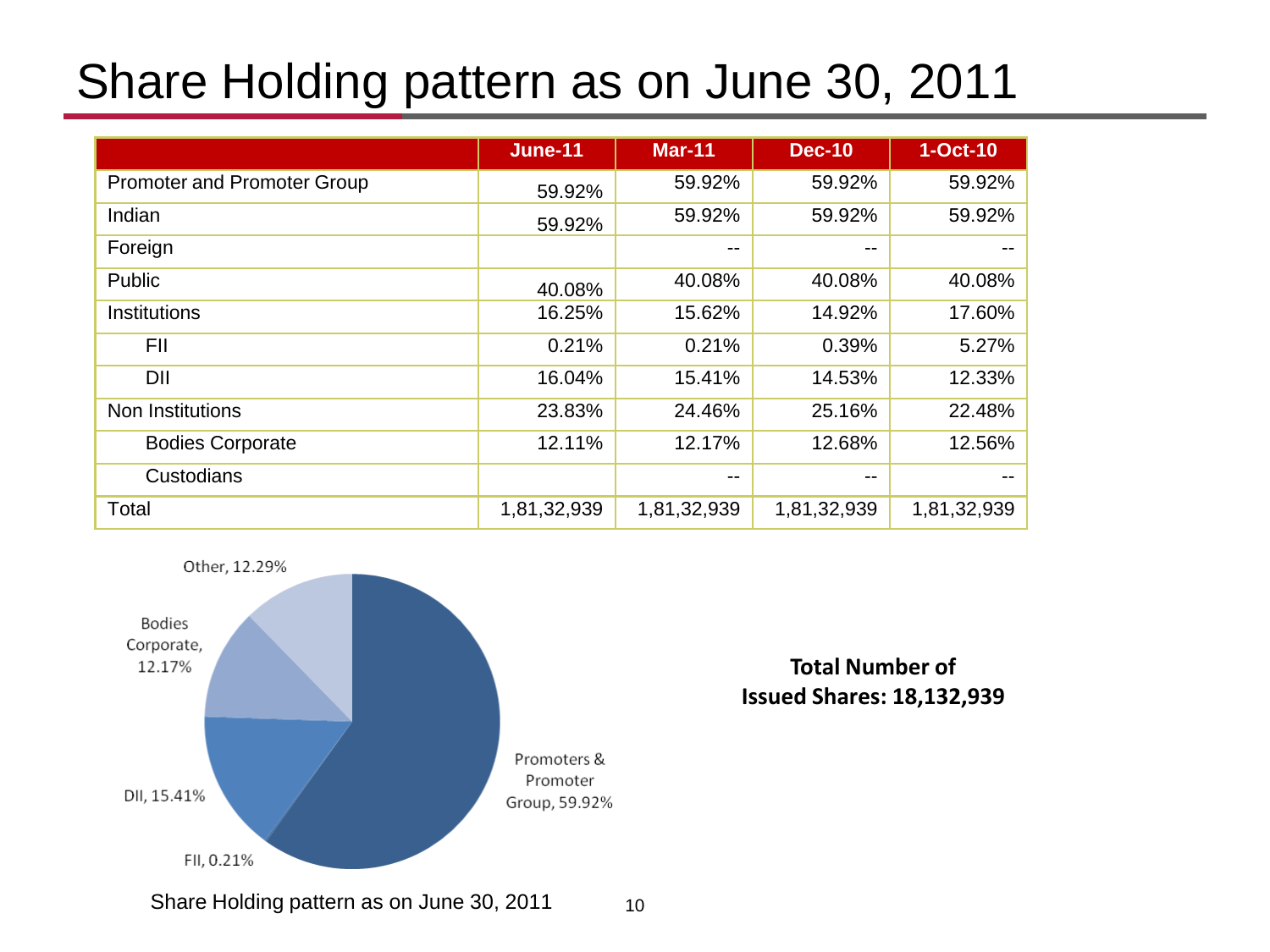# Share Holding pattern as on June 30, 2011

| | June-11 | Mar-11 | Dec-10 | 1-Oct-10 |
|---|---|---|---|---|
| Promoter and Promoter Group | 59.92% | 59.92% | 59.92% | 59.92% |
| Indian | 59.92% | 59.92% | 59.92% | 59.92% |
| Foreign | | -- | -- | -- |
| Public | 40.08% | 40.08% | 40.08% | 40.08% |
| Institutions | 16.25% | 15.62% | 14.92% | 17.60% |
| FII | 0.21% | 0.21% | 0.39% | 5.27% |
| DII | 16.04% | 15.41% | 14.53% | 12.33% |
| Non Institutions | 23.83% | 24.46% | 25.16% | 22.48% |
| Bodies Corporate | 12.11% | 12.17% | 12.68% | 12.56% |
| Custodians | | -- | -- | -- |
| Total | 1,81,32,939 | 1,81,32,939 | 1,81,32,939 | 1,81,32,939 |

Other, 12.29%

Bodies Corporate, 12.17%

DII, 15.41%

FII, 0.21%

Promoters & Promoter Group, 59.92%

**Total Number of Issued Shares: 18,132,939**

Share Holding pattern as on June 30, 2011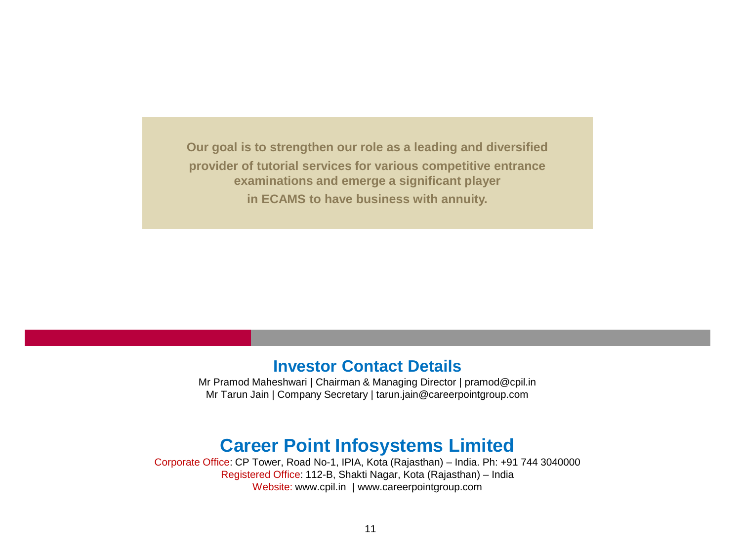**Our goal is to strengthen our role as a leading and diversified provider of tutorial services for various competitive entrance examinations and emerge a significant player in ECAMS to have business with annuity.**

## Investor Contact Details

Mr Pramod Maheshwari | Chairman & Managing Director | pramod@cpil.in
Mr Tarun Jain | Company Secretary | tarun.jain@careerpointgroup.com

## Career Point Infosystems Limited

Corporate Office: CP Tower, Road No-1, IPIA, Kota (Rajasthan) – India. Ph: +91 744 3040000
Registered Office: 112-B, Shakti Nagar, Kota (Rajasthan) – India
Website: www.cpil.in | www.careerpointgroup.com